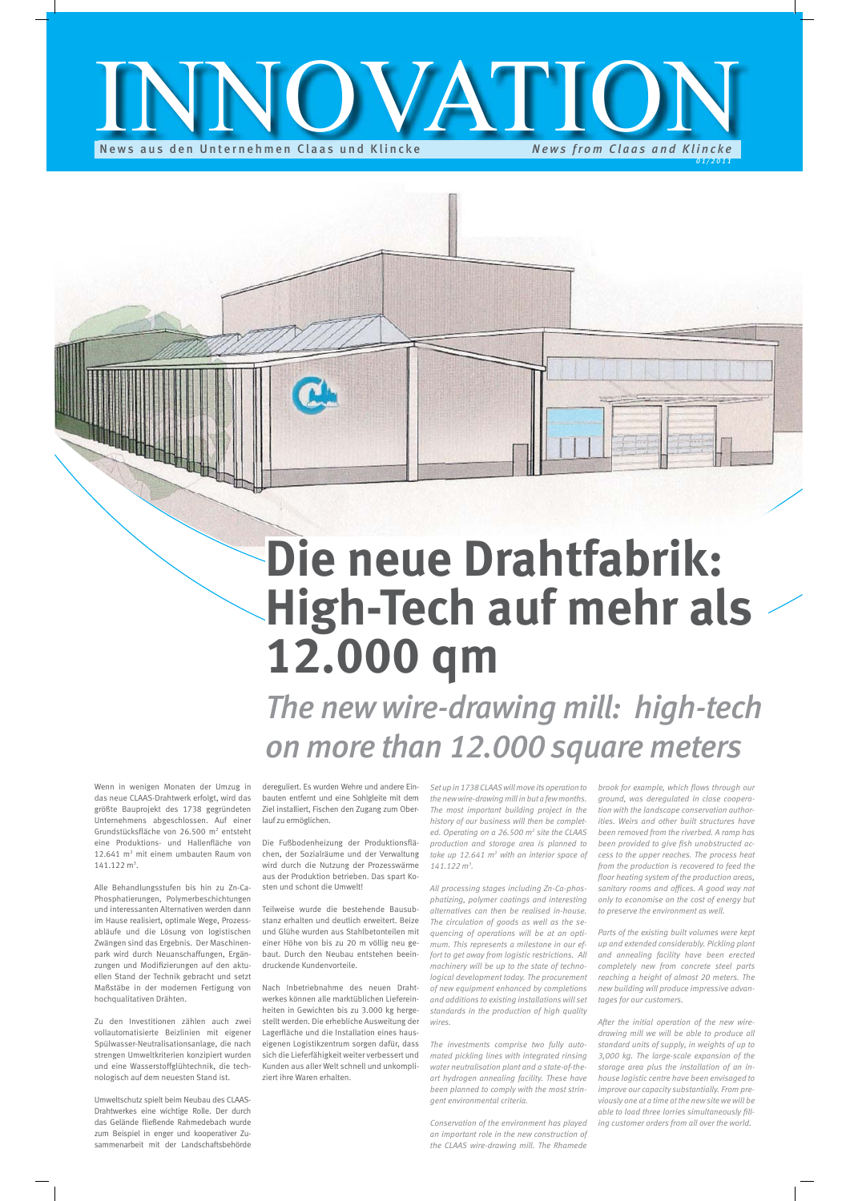# INNOVATION

News aus den Unternehmen Claas und Klincke

*News from Claas and Klincke*

*01/2011*

# Die neue Drahtfabrik: High-Tech auf mehr als 12.000 qm

## *The new wire-drawing mill: high-tech on more than 12.000 square meters*

Wenn in wenigen Monaten der Umzug in das neue CLAAS-Drahtwerk erfolgt, wird das größte Bauprojekt des 1738 gegründeten Unternehmens abgeschlossen. Auf einer Grundstücksfläche von 26.500 m² entsteht eine Produktions- und Hallenfläche von 12.641 m² mit einem umbauten Raum von 141.122 m³.

Alle Behandlungsstufen bis hin zu Zn-Ca-Phosphatierungen, Polymerbeschichtungen und interessanten Alternativen werden dann im Hause realisiert, optimale Wege, Prozessabläufe und die Lösung von logistischen Zwängen sind das Ergebnis. Der Maschinenpark wird durch Neuanschaffungen, Ergänzungen und Modifizierungen auf den aktuellen Stand der Technik gebracht und setzt Maßstäbe in der modernen Fertigung von hochqualitativen Drähten.

Zu den Investitionen zählen auch zwei vollautomatisierte Beizlinien mit eigener Spülwasser-Neutralisationsanlage, die nach strengen Umweltkriterien konzipiert wurden und eine Wasserstoffglühtechnik, die technologisch auf dem neuesten Stand ist.

Umweltschutz spielt beim Neubau des CLAAS-Drahtwerkes eine wichtige Rolle. Der durch das Gelände fließende Rahmedebach wurde zum Beispiel in enger und kooperativer Zusammenarbeit mit der Landschaftsbehörde dereguliert. Es wurden Wehre und andere Einbauten entfernt und eine Sohlgleite mit dem Ziel installiert, Fischen den Zugang zum Oberlauf zu ermöglichen.

Die Fußbodenheizung der Produktionsflächen, der Sozialräume und der Verwaltung wird durch die Nutzung der Prozesswärme aus der Produktion betrieben. Das spart Kosten und schont die Umwelt!

Teilweise wurde die bestehende Bausubstanz erhalten und deutlich erweitert. Beize und Glühe wurden aus Stahlbetonteilen mit einer Höhe von bis zu 20 m völlig neu gebaut. Durch den Neubau entstehen beeindruckende Kundenvorteile.

Nach Inbetriebnahme des neuen Drahtwerkes können alle marktüblichen Liefereinheiten in Gewichten bis zu 3.000 kg hergestellt werden. Die erhebliche Ausweitung der Lagerfläche und die Installation eines hauseigenen Logistikzentrum sorgen dafür, dass sich die Lieferfähigkeit weiter verbessert und Kunden aus aller Welt schnell und unkompliziert ihre Waren erhalten.

*Set up in 1738 CLAAS will move its operation to the new wire-drawing mill in but a few months. The most important building project in the history of our business will then be completed. Operating on a 26.500 m² site the CLAAS production and storage area is planned to take up 12.641 m² with an interior space of 141.122 m³.*

*All processing stages including Zn-Ca-phosphatizing, polymer coatings and interesting alternatives can then be realised in-house. The circulation of goods as well as the sequencing of operations will be at an optimum. This represents a milestone in our effort to get away from logistic restrictions. All machinery will be up to the state of technological development today. The procurement of new equipment enhanced by completions and additions to existing installations will set standards in the production of high quality wires.*

*The investments comprise two fully automated pickling lines with integrated rinsing water neutralisation plant and a state-of-the-art hydrogen annealing facility. These have been planned to comply with the most stringent environmental criteria.*

*Conservation of the environment has played an important role in the new construction of the CLAAS wire-drawing mill. The Rhamede brook for example, which flows through our ground, was deregulated in close cooperation with the landscape conservation authorities. Weirs and other built structures have been removed from the riverbed. A ramp has been provided to give fish unobstructed access to the upper reaches. The process heat from the production is recovered to feed the floor heating system of the production areas, sanitary rooms and offices. A good way not only to economise on the cost of energy but to preserve the environment as well.*

*Parts of the existing built volumes were kept up and extended considerably. Pickling plant and annealing facility have been erected completely new from concrete steel parts reaching a height of almost 20 meters. The new building will produce impressive advantages for our customers.*

*After the initial operation of the new wire-drawing mill we will be able to produce all standard units of supply, in weights of up to 3,000 kg. The large-scale expansion of the storage area plus the installation of an in-house logistic centre have been envisaged to improve our capacity substantially. From previously one at a time at the new site we will be able to load three lorries simultaneously filling customer orders from all over the world.*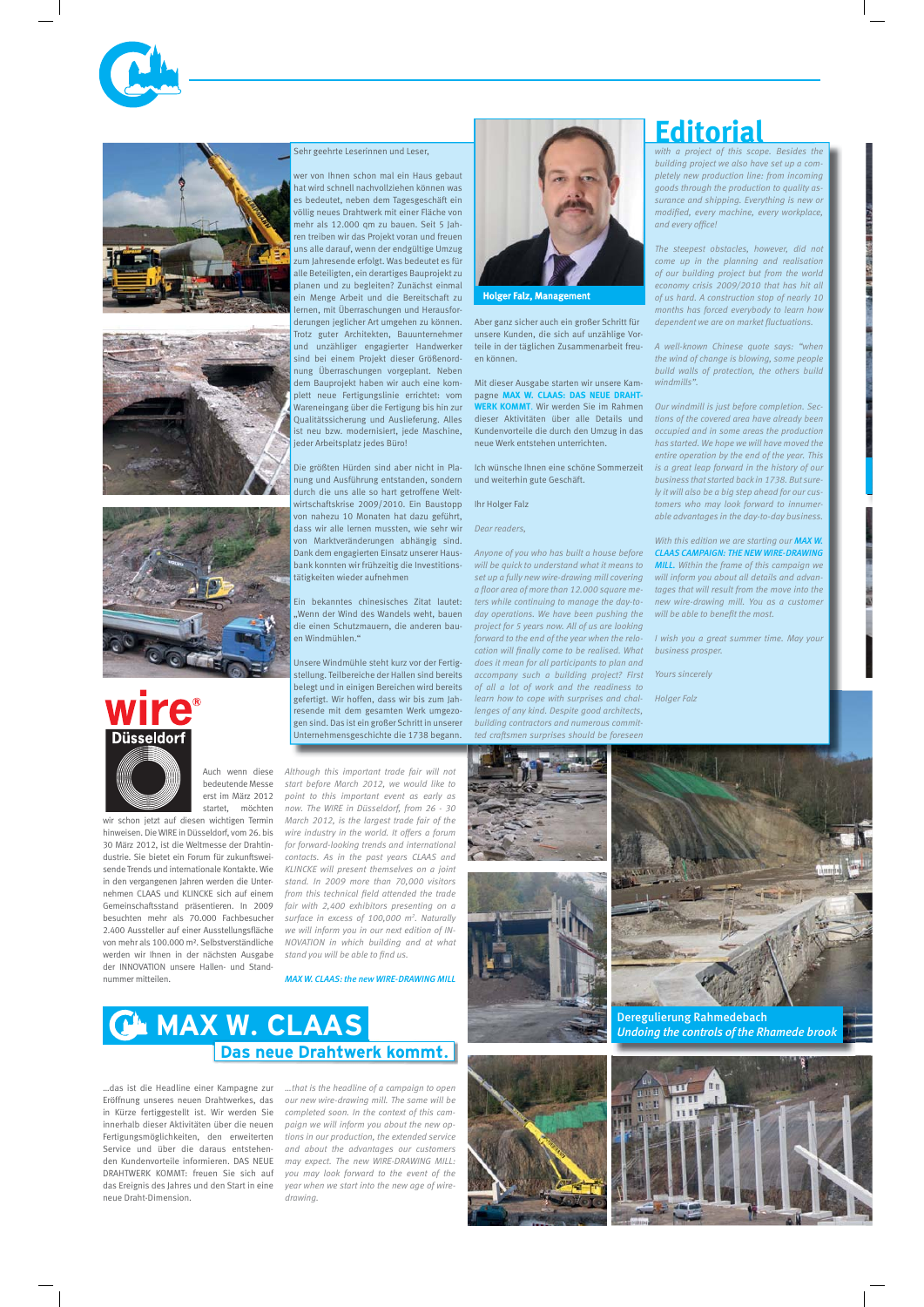# Editorial

Sehr geehrte Leserinnen und Leser,

wer von Ihnen schon mal ein Haus gebaut hat wird schnell nachvollziehen können was es bedeutet, neben dem Tagesgeschäft ein völlig neues Drahtwerk mit einer Fläche von mehr als 12.000 qm zu bauen. Seit 5 Jahren treiben wir das Projekt voran und freuen uns alle darauf, wenn der endgültige Umzug zum Jahresende erfolgt. Was bedeutet es für alle Beteiligten, ein derartiges Bauprojekt zu planen und zu begleiten? Zunächst einmal ein Menge Arbeit und die Bereitschaft zu lernen, mit Überraschungen und Herausforderungen jeglicher Art umgehen zu können. Trotz guter Architekten, Bauunternehmer und unzähliger engagierter Handwerker sind bei einem Projekt dieser Größenordnung Überraschungen vorgeplant. Neben dem Bauprojekt haben wir auch eine komplett neue Fertigungslinie errichtet: vom Wareneingang über die Fertigung bis hin zur Qualitätssicherung und Auslieferung. Alles ist neu bzw. modernisiert, jede Maschine, jeder Arbeitsplatz jedes Büro!

Die größten Hürden sind aber nicht in Planung und Ausführung entstanden, sondern durch die uns alle so hart getroffene Weltwirtschaftskrise 2009/2010. Ein Baustopp von nahezu 10 Monaten hat dazu geführt, dass wir alle lernen mussten, wie sehr wir von Marktveränderungen abhängig sind. Dank dem engagierten Einsatz unserer Hausbank konnten wir frühzeitig die Investitionstätigkeiten wieder aufnehmen

Ein bekanntes chinesisches Zitat lautet: „Wenn der Wind des Wandels weht, bauen die einen Schutzmauern, die anderen bauen Windmühlen."

Unsere Windmühle steht kurz vor der Fertigstellung. Teilbereiche der Hallen sind bereits belegt und in einigen Bereichen wird bereits gefertigt. Wir hoffen, dass wir bis zum Jahresende mit dem gesamten Werk umgezogen sind. Das ist ein großer Schritt in unserer Unternehmensgeschichte die 1738 begann.

**Holger Falz, Management**

Aber ganz sicher auch ein großer Schritt für unsere Kunden, die sich auf unzählige Vorteile in der täglichen Zusammenarbeit freuen können.

Mit dieser Ausgabe starten wir unsere Kampagne **MAX W. CLAAS: DAS NEUE DRAHTWERK KOMMT**. Wir werden Sie im Rahmen dieser Aktivitäten über alle Details und Kundenvorteile die durch den Umzug in das neue Werk entstehen unterrichten.

Ich wünsche Ihnen eine schöne Sommerzeit und weiterhin gute Geschäft.

Ihr Holger Falz

*Dear readers,*

*Anyone of you who has built a house before will be quick to understand what it means to set up a fully new wire-drawing mill covering a floor area of more than 12.000 square meters while continuing to manage the day-to-day operations. We have been pushing the project for 5 years now. All of us are looking forward to the end of the year when the relocation will finally come to be realised. What does it mean for all participants to plan and accompany such a building project? First of all a lot of work and the readiness to learn how to cope with surprises and challenges of any kind. Despite good architects, building contractors and numerous committed craftsmen surprises should be foreseen with a project of this scope. Besides the building project we also have set up a completely new production line: from incoming goods through the production to quality assurance and shipping. Everything is new or modified, every machine, every workplace, and every office!*

*The steepest obstacles, however, did not come up in the planning and realisation of our building project but from the world economy crisis 2009/2010 that has hit all of us hard. A construction stop of nearly 10 months has forced everybody to learn how dependent we are on market fluctuations.*

*A well-known Chinese quote says: "when the wind of change is blowing, some people build walls of protection, the others build windmills".*

*Our windmill is just before completion. Sections of the covered area have already been occupied and in some areas the production has started. We hope we will have moved the entire operation by the end of the year. This is a great leap forward in the history of our business that started back in 1738. But surely it will also be a big step ahead for our customers who may look forward to innumerable advantages in the day-to-day business.*

*With this edition we are starting our **MAX W. CLAAS CAMPAIGN: THE NEW WIRE-DRAWING MILL**. Within the frame of this campaign we will inform you about all details and advantages that will result from the move into the new wire-drawing mill. You as a customer will be able to benefit the most.*

*I wish you a great summer time. May your business prosper.*

*Yours sincerely*

*Holger Falz*

## wire® Düsseldorf

Auch wenn diese bedeutende Messe erst im März 2012 startet, möchten wir schon jetzt auf diesen wichtigen Termin hinweisen. Die WIRE in Düsseldorf, vom 26. bis 30 März 2012, ist die Weltmesse der Drahtindustrie. Sie bietet ein Forum für zukunftsweisende Trends und internationale Kontakte. Wie in den vergangenen Jahren werden die Unternehmen CLAAS und KLINCKE sich auf einem Gemeinschaftsstand präsentieren. In 2009 besuchten mehr als 70.000 Fachbesucher 2.400 Aussteller auf einer Ausstellungsfläche von mehr als 100.000 m². Selbstverständliche werden wir Ihnen in der nächsten Ausgabe der INNOVATION unsere Hallen- und Standnummer mitteilen.

*Although this important trade fair will not start before March 2012, we would like to point to this important event as early as now. The WIRE in Düsseldorf, from 26 - 30 March 2012, is the largest trade fair of the wire industry in the world. It offers a forum for forward-looking trends and international contacts. As in the past years CLAAS and KLINCKE will present themselves on a joint stand. In 2009 more than 70,000 visitors from this technical field attended the trade fair with 2,400 exhibitors presenting on a surface in excess of 100,000 m². Naturally we will inform you in our next edition of INNOVATION in which building and at what stand you will be able to find us.*

*MAX W. CLAAS: the new WIRE-DRAWING MILL*

## MAX W. CLAAS – Das neue Drahtwerk kommt.

...das ist die Headline einer Kampagne zur Eröffnung unseres neuen Drahtwerks, das in Kürze fertiggestellt ist. Wir werden Sie innerhalb dieser Aktivitäten über die neuen Fertigungsmöglichkeiten, den erweiterten Service und über die daraus entstehenden Kundenvorteile informieren. DAS NEUE DRAHTWERK KOMMT: freuen Sie sich auf das Ereignis des Jahres und den Start in eine neue Draht-Dimension.

*...that is the headline of a campaign to open our new wire-drawing mill. The same will be completed soon. In the context of this campaign we will inform you about the new options in our production, the extended service and about the advantages our customers may expect. The new WIRE-DRAWING MILL: you may look forward to the event of the year when we start into the new age of wire-drawing.*

Deregulierung Rahmedebach
*Undoing the controls of the Rhamede brook*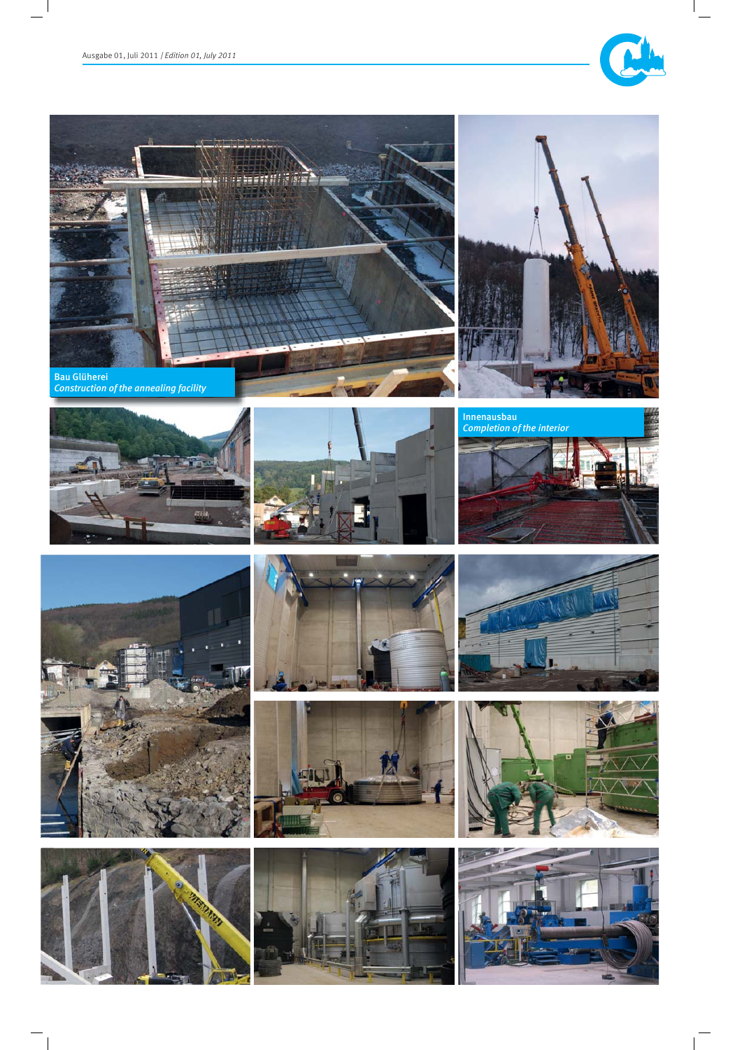Bau Glüherei
*Construction of the annealing facility*

Innenausbau
*Completion of the interior*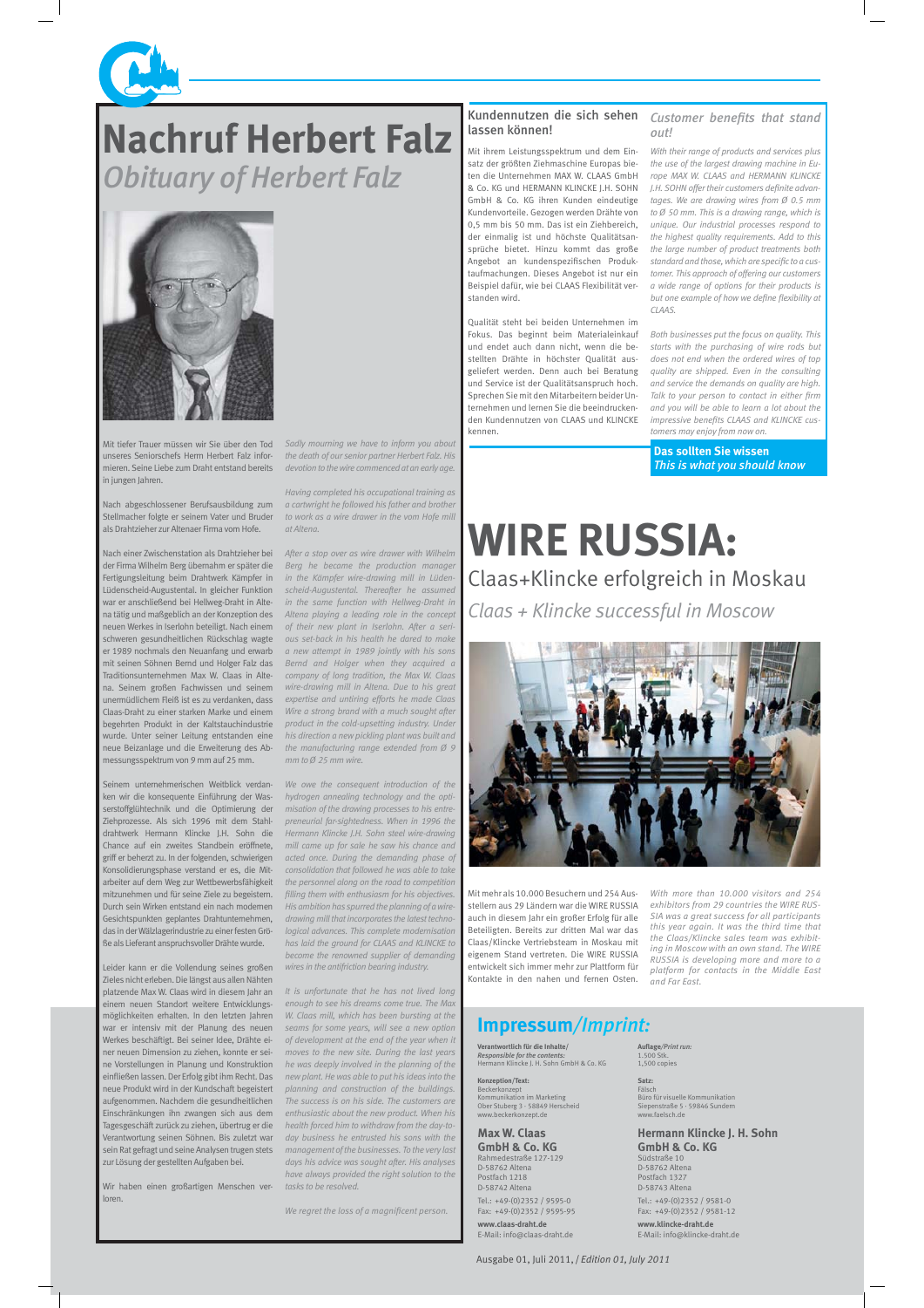# Nachruf Herbert Falz

## *Obituary of Herbert Falz*

Mit tiefer Trauer müssen wir Sie über den Tod unseres Seniorschefs Herrn Herbert Falz informieren. Seine Liebe zum Draht entstand bereits in jungen Jahren.

Nach abgeschlossener Berufsausbildung zum Stellmacher folgte er seinem Vater und Bruder als Drahtzieher zur Altenaer Firma vom Hofe.

Nach einer Zwischenstation als Drahtzieher bei der Firma Wilhelm Berg übernahm er später die Fertigungsleitung beim Drahtwerk Kämpfer in Lüdenscheid-Augustental. In gleicher Funktion war er anschließend bei Hellweg-Draht in Altena tätig und maßgeblich an der Konzeption des neuen Werkes in Iserlohn beteiligt. Nach einem schweren gesundheitlichen Rückschlag wagte er 1989 nochmals den Neuanfang und erwarb mit seinen Söhnen Bernd und Holger Falz das Traditionsunternehmen Max W. Claas in Altena. Seinem großen Fachwissen und seinem unermüdlichem Fleiß ist es zu verdanken, dass Claas-Draht zu einer starken Marke und einem begehrten Produkt in der Kaltstauchindustrie wurde. Unter seiner Leitung entstanden eine neue Beizanlage und die Erweiterung des Abmessungsspektrum von 9 mm auf 25 mm.

Seinem unternehmerischen Weitblick verdanken wir die konsequente Einführung der Wasserstoffglühtechnik und die Optimierung der Ziehprozesse. Als sich 1996 mit dem Stahldrahtwerk Hermann Klincke J.H. Sohn die Chance auf ein zweites Standbein eröffnete, griff er beherzt zu. In der folgenden, schwierigen Konsolidierungsphase verstand er es, die Mitarbeiter auf dem Weg zur Wettbewerbsfähigkeit mitzunehmen und für seine Ziele zu begeistern. Durch sein Wirken entstand ein nach modernen Gesichtspunkten geplantes Drahtunternehmen, das in der Wälzlagerindustrie zu einer festen Größe als Lieferant anspruchsvoller Drähte wurde.

Leider kann er die Vollendung seines großen Zieles nicht erleben. Die längst aus allen Nähten platzende Max W. Claas wird in diesem Jahr an einem neuen Standort weitere Entwicklungsmöglichkeiten erhalten. In den letzten Jahren war er intensiv mit der Planung des neuen Werkes beschäftigt. Bei seiner Idee, Drähte einer neuen Dimension zu ziehen, konnte er seine Vorstellungen in Planung und Konstruktion einfließen lassen. Der Erfolg gibt ihm Recht. Das neue Produkt wird in der Kundschaft begeistert aufgenommen. Nachdem die gesundheitlichen Einschränkungen ihn zwangen sich aus dem Tagesgeschäft zurück zu ziehen, übertrug er die Verantwortung seinen Söhnen. Bis zuletzt war sein Rat gefragt und seine Analysen trugen stets zur Lösung der gestellten Aufgaben bei.

Wir haben einen großartigen Menschen verloren.

*Sadly mourning we have to inform you about the death of our senior partner Herbert Falz. His devotion to the wire commenced at an early age.*

*Having completed his occupational training as a cartwright he followed his father and brother to work as a wire drawer in the vom Hofe mill at Altena.*

*After a stop over as wire drawer with Wilhelm Berg he became the production manager in the Kämpfer wire-drawing mill in Lüdenscheid-Augustental. Thereafter he assumed in the same function with Hellweg-Draht in Altena playing a leading role in the concept of their new plant in Iserlohn. After a serious set-back in his health he dared to make a new attempt in 1989 jointly with his sons Bernd and Holger when they acquired a company of long tradition, the Max W. Claas wire-drawing mill in Altena. Due to his great expertise and untiring efforts he made Claas Wire a strong brand with a much sought after product in the cold-upsetting industry. Under his direction a new pickling plant was built and the manufacturing range extended from Ø 9 mm to Ø 25 mm wire.*

*We owe the consequent introduction of the hydrogen annealing technology and the optimisation of the drawing processes to his entrepreneurial far-sightedness. When in 1996 the Hermann Klincke J.H. Sohn steel wire-drawing mill came up for sale he saw his chance and acted once. During the demanding phase of consolidation that followed he was able to take the personnel along on the road to competition filling them with enthusiasm for his objectives. His ambition has spurred the planning of a wire-drawing mill that incorporates the latest technological advances. This complete modernisation has laid the ground for CLAAS and KLINCKE to become the renowned supplier of demanding wires in the antifriction bearing industry.*

*It is unfortunate that he has not lived long enough to see his dreams come true. The Max W. Claas mill, which has been bursting at the seams for some years, will see a new option of development at the end of the year when it moves to the new site. During the last years he was deeply involved in the planning of the new plant. He was able to put his ideas into the planning and construction of the buildings. The success is on his side. The customers are enthusiastic about the new product. When his health forced him to withdraw from the day-to-day business he entrusted his sons with the management of the businesses. To the very last days his advice was sought after. His analyses have always provided the right solution to the tasks to be resolved.*

*We regret the loss of a magnificent person.*

## Kundennutzen die sich sehen lassen können!

Mit ihrem Leistungsspektrum und dem Einsatz der größten Ziehmaschine Europas bieten die Unternehmen MAX W. CLAAS GmbH & Co. KG und HERMANN KLINCKE J.H. SOHN GmbH & Co. KG ihren Kunden eindeutige Kundenvorteile. Gezogen werden Drähte von 0,5 mm bis 50 mm. Das ist ein Ziehbereich, der einmalig ist und höchste Qualitätsansprüche bietet. Hinzu kommt das große Angebot an kundenspezifischen Produktaufmachungen. Dieses Angebot ist nur ein Beispiel dafür, wie bei CLAAS Flexibilität verstanden wird.

Qualität steht bei beiden Unternehmen im Fokus. Das beginnt beim Materialeinkauf und endet auch dann nicht, wenn die bestellten Drähte in höchster Qualität ausgeliefert werden. Denn auch bei Beratung und Service ist der Qualitätsanspruch hoch. Sprechen Sie mit den Mitarbeitern beider Unternehmen und lernen Sie die beeindruckenden Kundennutzen von CLAAS und KLINCKE kennen.

## *Customer benefits that stand out!*

*With their range of products and services plus the use of the largest drawing machine in Europe MAX W. CLAAS and HERMANN KLINCKE J.H. SOHN offer their customers definite advantages. We are drawing wires from Ø 0.5 mm to Ø 50 mm. This is a drawing range, which is unique. Our industrial processes respond to the highest quality requirements. Add to this the large number of product treatments both standard and those, which are specific to a customer. This approach of offering our customers a wide range of options for their products is but one example of how we define flexibility at CLAAS.*

*Both businesses put the focus on quality. This starts with the purchasing of wire rods but does not end when the ordered wires of top quality are shipped. Even in the consulting and service the demands on quality are high. Talk to your person to contact in either firm and you will be able to learn a lot about the impressive benefits CLAAS and KLINCKE customers may enjoy from now on.*

**Das sollten Sie wissen**
*This is what you should know*

# WIRE RUSSIA:

## Claas+Klincke erfolgreich in Moskau

## *Claas + Klincke successful in Moscow*

Mit mehr als 10.000 Besuchern und 254 Ausstellern aus 29 Ländern war die WIRE RUSSIA auch in diesem Jahr ein großer Erfolg für alle Beteiligten. Bereits zur dritten Mal war das Claas/Klincke Vertriebsteam in Moskau mit eigenem Stand vertreten. Die WIRE RUSSIA entwickelt sich immer mehr zur Plattform für Kontakte in den nahen und fernen Osten.

*With more than 10.000 visitors and 254 exhibitors from 29 countries the WIRE RUSSIA was a great success for all participants this year again. It was the third time that the Claas/Klincke sales team was exhibiting in Moscow with an own stand. The WIRE RUSSIA is developing more and more to a platform for contacts in the Middle East and Far East.*

## Impressum/*Imprint:*

**Verantwortlich für die Inhalte/** ***Responsible for the contents:***
Hermann Klincke J. H. Sohn GmbH & Co. KG

**Konzeption/Text:**
Beckerkonzept
Kommunikation im Marketing
Ober Stuberg 3 · 58849 Herscheid
www.beckerkonzept.de

**Max W. Claas GmbH & Co. KG**
Rahmedestraße 127-129
D-58762 Altena
Postfach 1218
D-58742 Altena
Tel.: +49-(0)2352 / 9595-0
Fax: +49-(0)2352 / 9595-95
**www.claas-draht.de**
E-Mail: info@claas-draht.de

**Auflage/*Print run:***
1.500 Stk.
1,500 copies

**Satz:**
Fälsch
Büro für visuelle Kommunikation
Siepenstraße 5 · 59846 Sundern
www.faelsch.de

**Hermann Klincke J. H. Sohn GmbH & Co. KG**
Südstraße 10
D-58762 Altena
Postfach 1327
D-58743 Altena
Tel.: +49-(0)2352 / 9581-0
Fax: +49-(0)2352 / 9581-12
**www.klincke-draht.de**
E-Mail: info@klincke-draht.de

Ausgabe 01, Juli 2011, / *Edition 01, July 2011*